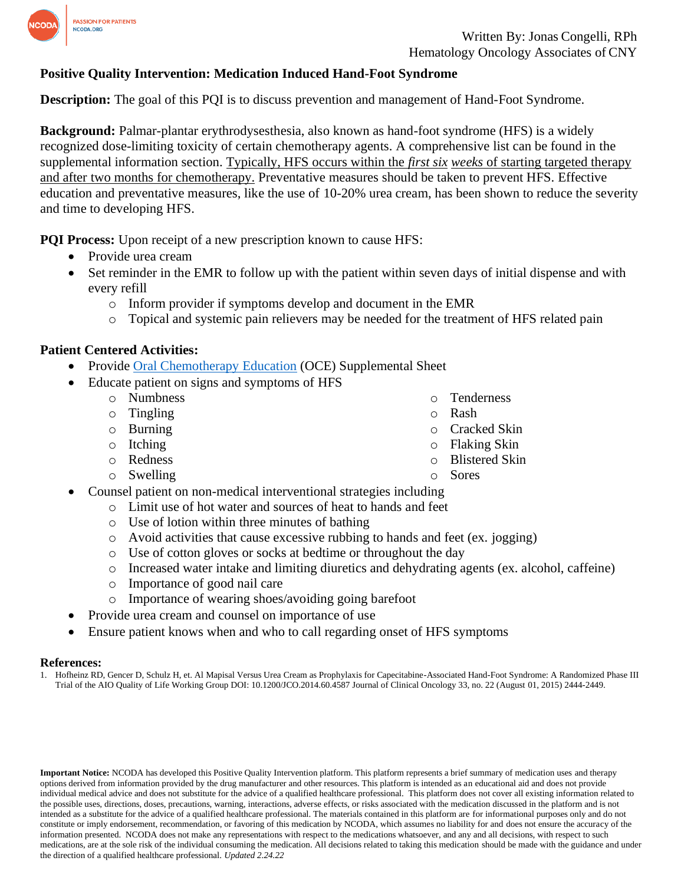Written By: Jonas Congelli, RPh
Hematology Oncology Associates of CNY

# Positive Quality Intervention: Medication Induced Hand-Foot Syndrome

**Description:** The goal of this PQI is to discuss prevention and management of Hand-Foot Syndrome.

**Background:** Palmar-plantar erythrodysesthesia, also known as hand-foot syndrome (HFS) is a widely recognized dose-limiting toxicity of certain chemotherapy agents. A comprehensive list can be found in the supplemental information section. Typically, HFS occurs within the *first six weeks* of starting targeted therapy and after two months for chemotherapy. Preventative measures should be taken to prevent HFS. Effective education and preventative measures, like the use of 10-20% urea cream, has been shown to reduce the severity and time to developing HFS.

**PQI Process:** Upon receipt of a new prescription known to cause HFS:

- Provide urea cream
- Set reminder in the EMR to follow up with the patient within seven days of initial dispense and with every refill
  - Inform provider if symptoms develop and document in the EMR
  - Topical and systemic pain relievers may be needed for the treatment of HFS related pain

**Patient Centered Activities:**

- Provide [Oral Chemotherapy Education](#) (OCE) Supplemental Sheet
- Educate patient on signs and symptoms of HFS
  - Numbness
  - Tingling
  - Burning
  - Itching
  - Redness
  - Swelling
  - Tenderness
  - Rash
  - Cracked Skin
  - Flaking Skin
  - Blistered Skin
  - Sores
- Counsel patient on non-medical interventional strategies including
  - Limit use of hot water and sources of heat to hands and feet
  - Use of lotion within three minutes of bathing
  - Avoid activities that cause excessive rubbing to hands and feet (ex. jogging)
  - Use of cotton gloves or socks at bedtime or throughout the day
  - Increased water intake and limiting diuretics and dehydrating agents (ex. alcohol, caffeine)
  - Importance of good nail care
  - Importance of wearing shoes/avoiding going barefoot
- Provide urea cream and counsel on importance of use
- Ensure patient knows when and who to call regarding onset of HFS symptoms

**References:**

1. Hofheinz RD, Gencer D, Schulz H, et. Al Mapisal Versus Urea Cream as Prophylaxis for Capecitabine-Associated Hand-Foot Syndrome: A Randomized Phase III Trial of the AIO Quality of Life Working Group DOI: 10.1200/JCO.2014.60.4587 Journal of Clinical Oncology 33, no. 22 (August 01, 2015) 2444-2449.

**Important Notice:** NCODA has developed this Positive Quality Intervention platform. This platform represents a brief summary of medication uses and therapy options derived from information provided by the drug manufacturer and other resources. This platform is intended as an educational aid and does not provide individual medical advice and does not substitute for the advice of a qualified healthcare professional. This platform does not cover all existing information related to the possible uses, directions, doses, precautions, warning, interactions, adverse effects, or risks associated with the medication discussed in the platform and is not intended as a substitute for the advice of a qualified healthcare professional. The materials contained in this platform are for informational purposes only and do not constitute or imply endorsement, recommendation, or favoring of this medication by NCODA, which assumes no liability for and does not ensure the accuracy of the information presented. NCODA does not make any representations with respect to the medications whatsoever, and any and all decisions, with respect to such medications, are at the sole risk of the individual consuming the medication. All decisions related to taking this medication should be made with the guidance and under the direction of a qualified healthcare professional. *Updated 2.24.22*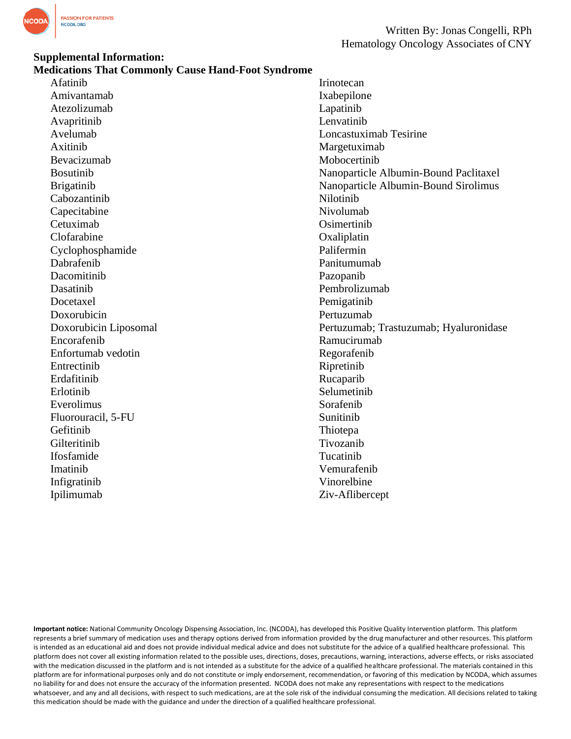Written By: Jonas Congelli, RPh
Hematology Oncology Associates of CNY

**Supplemental Information:**
**Medications That Commonly Cause Hand-Foot Syndrome**

- Afatinib
- Amivantamab
- Atezolizumab
- Avapritinib
- Avelumab
- Axitinib
- Bevacizumab
- Bosutinib
- Brigatinib
- Cabozantinib
- Capecitabine
- Cetuximab
- Clofarabine
- Cyclophosphamide
- Dabrafenib
- Dacomitinib
- Dasatinib
- Docetaxel
- Doxorubicin
- Doxorubicin Liposomal
- Encorafenib
- Enfortumab vedotin
- Entrectinib
- Erdafitinib
- Erlotinib
- Everolimus
- Fluorouracil, 5-FU
- Gefitinib
- Gilteritinib
- Ifosfamide
- Imatinib
- Infigratinib
- Ipilimumab
- Irinotecan
- Ixabepilone
- Lapatinib
- Lenvatinib
- Loncastuximab Tesirine
- Margetuximab
- Mobocertinib
- Nanoparticle Albumin-Bound Paclitaxel
- Nanoparticle Albumin-Bound Sirolimus
- Nilotinib
- Nivolumab
- Osimertinib
- Oxaliplatin
- Palifermin
- Panitumumab
- Pazopanib
- Pembrolizumab
- Pemigatinib
- Pertuzumab
- Pertuzumab; Trastuzumab; Hyaluronidase
- Ramucirumab
- Regorafenib
- Ripretinib
- Rucaparib
- Selumetinib
- Sorafenib
- Sunitinib
- Thiotepa
- Tivozanib
- Tucatinib
- Vemurafenib
- Vinorelbine
- Ziv-Aflibercept

**Important notice:** National Community Oncology Dispensing Association, Inc. (NCODA), has developed this Positive Quality Intervention platform. This platform represents a brief summary of medication uses and therapy options derived from information provided by the drug manufacturer and other resources. This platform is intended as an educational aid and does not provide individual medical advice and does not substitute for the advice of a qualified healthcare professional. This platform does not cover all existing information related to the possible uses, directions, doses, precautions, warning, interactions, adverse effects, or risks associated with the medication discussed in the platform and is not intended as a substitute for the advice of a qualified healthcare professional. The materials contained in this platform are for informational purposes only and do not constitute or imply endorsement, recommendation, or favoring of this medication by NCODA, which assumes no liability for and does not ensure the accuracy of the information presented. NCODA does not make any representations with respect to the medications whatsoever, and any and all decisions, with respect to such medications, are at the sole risk of the individual consuming the medication. All decisions related to taking this medication should be made with the guidance and under the direction of a qualified healthcare professional.